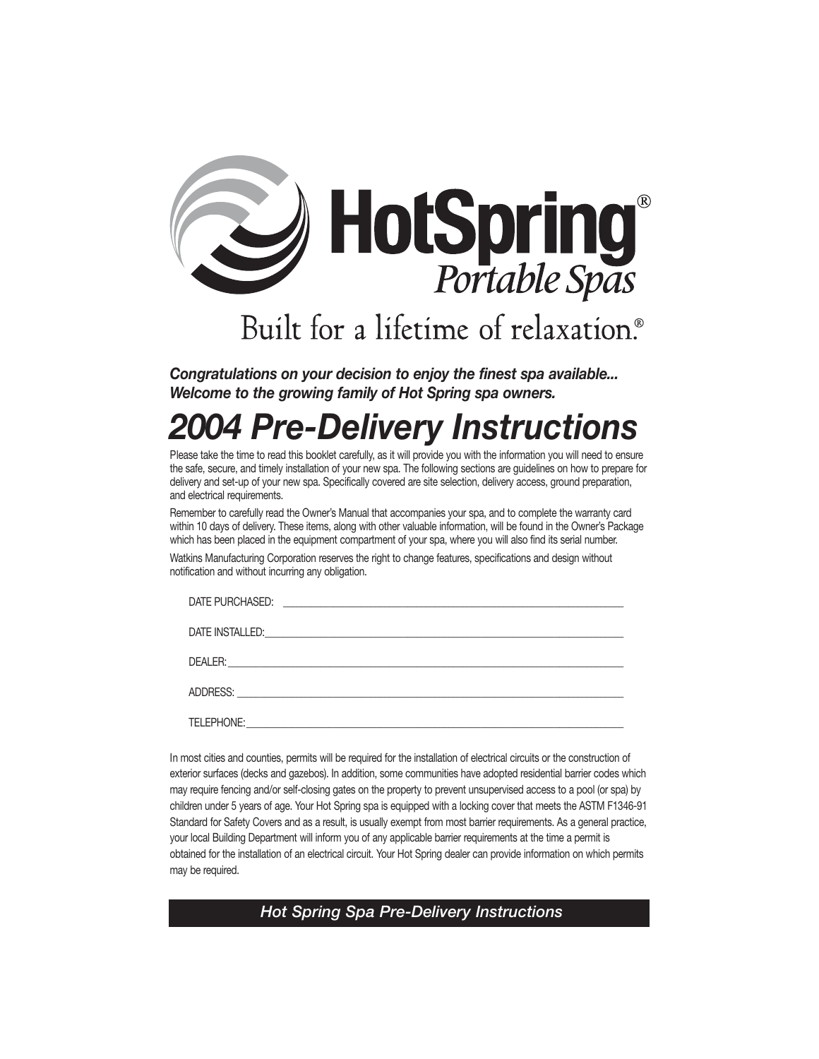# HotSpring® Portable Spas

Built for a lifetime of relaxation.®

***Congratulations on your decision to enjoy the finest spa available... Welcome to the growing family of Hot Spring spa owners.***

# *2004 Pre-Delivery Instructions*

Please take the time to read this booklet carefully, as it will provide you with the information you will need to ensure the safe, secure, and timely installation of your new spa. The following sections are guidelines on how to prepare for delivery and set-up of your new spa. Specifically covered are site selection, delivery access, ground preparation, and electrical requirements.

Remember to carefully read the Owner's Manual that accompanies your spa, and to complete the warranty card within 10 days of delivery. These items, along with other valuable information, will be found in the Owner's Package which has been placed in the equipment compartment of your spa, where you will also find its serial number.

Watkins Manufacturing Corporation reserves the right to change features, specifications and design without notification and without incurring any obligation.

DATE PURCHASED: ______________________________

DATE INSTALLED: ______________________________

DEALER: ______________________________

ADDRESS: ______________________________

TELEPHONE: ______________________________

In most cities and counties, permits will be required for the installation of electrical circuits or the construction of exterior surfaces (decks and gazebos). In addition, some communities have adopted residential barrier codes which may require fencing and/or self-closing gates on the property to prevent unsupervised access to a pool (or spa) by children under 5 years of age. Your Hot Spring spa is equipped with a locking cover that meets the ASTM F1346-91 Standard for Safety Covers and as a result, is usually exempt from most barrier requirements. As a general practice, your local Building Department will inform you of any applicable barrier requirements at the time a permit is obtained for the installation of an electrical circuit. Your Hot Spring dealer can provide information on which permits may be required.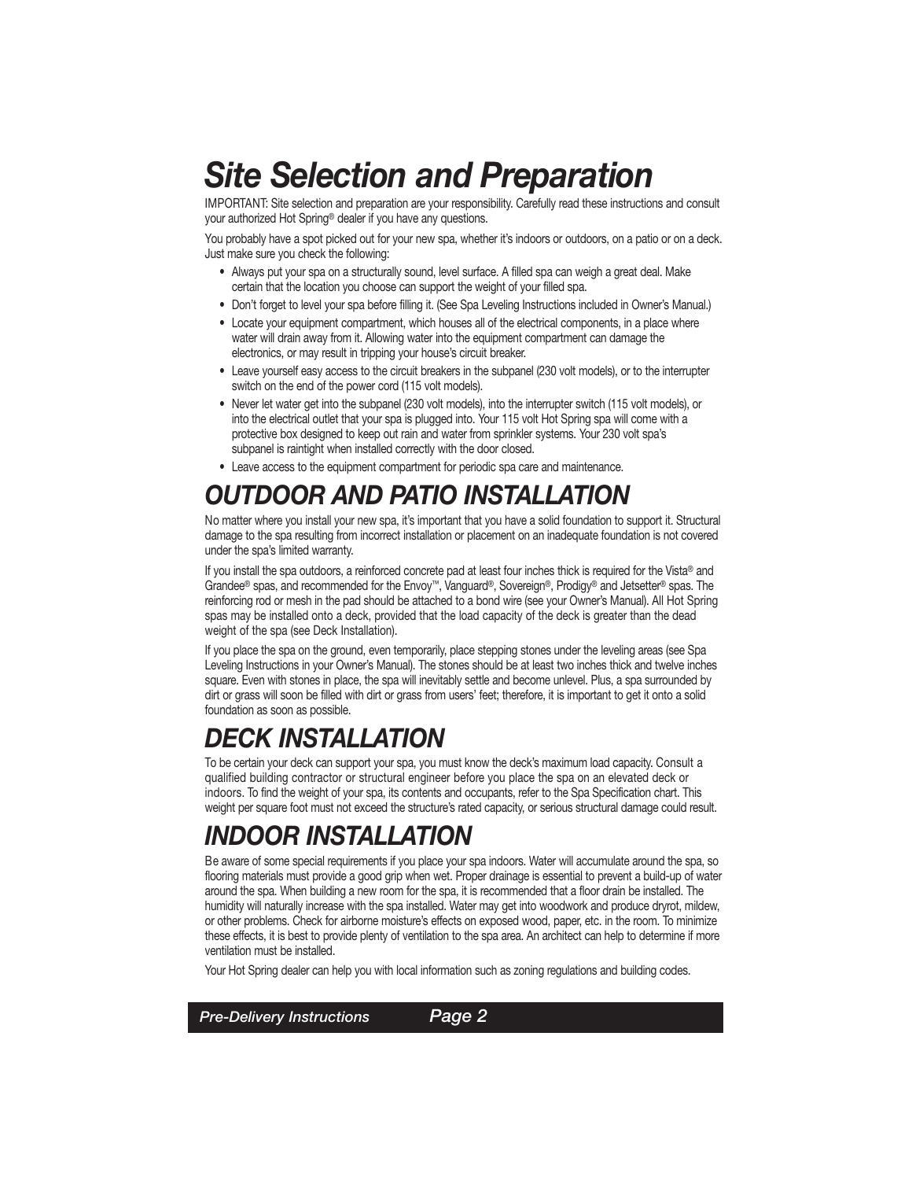# *Site Selection and Preparation*

IMPORTANT: Site selection and preparation are your responsibility. Carefully read these instructions and consult your authorized Hot Spring® dealer if you have any questions.

You probably have a spot picked out for your new spa, whether it's indoors or outdoors, on a patio or on a deck. Just make sure you check the following:

- Always put your spa on a structurally sound, level surface. A filled spa can weigh a great deal. Make certain that the location you choose can support the weight of your filled spa.
- Don't forget to level your spa before filling it. (See Spa Leveling Instructions included in Owner's Manual.)
- Locate your equipment compartment, which houses all of the electrical components, in a place where water will drain away from it. Allowing water into the equipment compartment can damage the electronics, or may result in tripping your house's circuit breaker.
- Leave yourself easy access to the circuit breakers in the subpanel (230 volt models), or to the interrupter switch on the end of the power cord (115 volt models).
- Never let water get into the subpanel (230 volt models), into the interrupter switch (115 volt models), or into the electrical outlet that your spa is plugged into. Your 115 volt Hot Spring spa will come with a protective box designed to keep out rain and water from sprinkler systems. Your 230 volt spa's subpanel is raintight when installed correctly with the door closed.
- Leave access to the equipment compartment for periodic spa care and maintenance.

## *OUTDOOR AND PATIO INSTALLATION*

No matter where you install your new spa, it's important that you have a solid foundation to support it. Structural damage to the spa resulting from incorrect installation or placement on an inadequate foundation is not covered under the spa's limited warranty.

If you install the spa outdoors, a reinforced concrete pad at least four inches thick is required for the Vista® and Grandee® spas, and recommended for the Envoy™, Vanguard®, Sovereign®, Prodigy® and Jetsetter® spas. The reinforcing rod or mesh in the pad should be attached to a bond wire (see your Owner's Manual). All Hot Spring spas may be installed onto a deck, provided that the load capacity of the deck is greater than the dead weight of the spa (see Deck Installation).

If you place the spa on the ground, even temporarily, place stepping stones under the leveling areas (see Spa Leveling Instructions in your Owner's Manual). The stones should be at least two inches thick and twelve inches square. Even with stones in place, the spa will inevitably settle and become unlevel. Plus, a spa surrounded by dirt or grass will soon be filled with dirt or grass from users' feet; therefore, it is important to get it onto a solid foundation as soon as possible.

## *DECK INSTALLATION*

To be certain your deck can support your spa, you must know the deck's maximum load capacity. Consult a qualified building contractor or structural engineer before you place the spa on an elevated deck or indoors. To find the weight of your spa, its contents and occupants, refer to the Spa Specification chart. This weight per square foot must not exceed the structure's rated capacity, or serious structural damage could result.

## *INDOOR INSTALLATION*

Be aware of some special requirements if you place your spa indoors. Water will accumulate around the spa, so flooring materials must provide a good grip when wet. Proper drainage is essential to prevent a build-up of water around the spa. When building a new room for the spa, it is recommended that a floor drain be installed. The humidity will naturally increase with the spa installed. Water may get into woodwork and produce dryrot, mildew, or other problems. Check for airborne moisture's effects on exposed wood, paper, etc. in the room. To minimize these effects, it is best to provide plenty of ventilation to the spa area. An architect can help to determine if more ventilation must be installed.

Your Hot Spring dealer can help you with local information such as zoning regulations and building codes.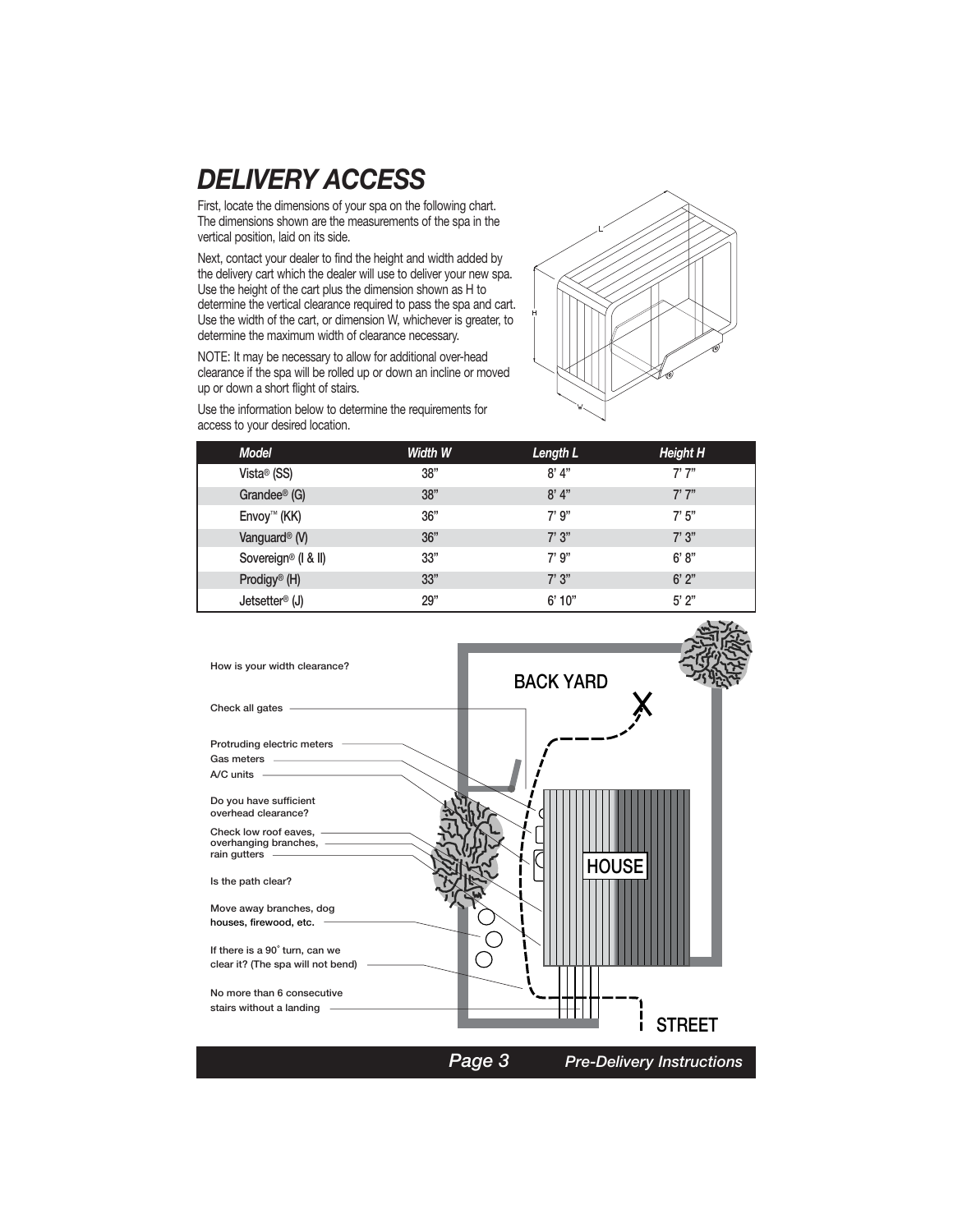# DELIVERY ACCESS

First, locate the dimensions of your spa on the following chart. The dimensions shown are the measurements of the spa in the vertical position, laid on its side.

Next, contact your dealer to find the height and width added by the delivery cart which the dealer will use to deliver your new spa. Use the height of the cart plus the dimension shown as H to determine the vertical clearance required to pass the spa and cart. Use the width of the cart, or dimension W, whichever is greater, to determine the maximum width of clearance necessary.

NOTE: It may be necessary to allow for additional over-head clearance if the spa will be rolled up or down an incline or moved up or down a short flight of stairs.

Use the information below to determine the requirements for access to your desired location.

| *Model* | *Width W* | *Length L* | *Height H* |
|---|---|---|---|
| Vista® (SS) | 38" | 8' 4" | 7' 7" |
| Grandee® (G) | 38" | 8' 4" | 7' 7" |
| Envoy™ (KK) | 36" | 7' 9" | 7' 5" |
| Vanguard® (V) | 36" | 7' 3" | 7' 3" |
| Sovereign® (I & II) | 33" | 7' 9" | 6' 8" |
| Prodigy® (H) | 33" | 7' 3" | 6' 2" |
| Jetsetter® (J) | 29" | 6' 10" | 5' 2" |

How is your width clearance?

Check all gates

Protruding electric meters
Gas meters
A/C units

Do you have sufficient overhead clearance?

Check low roof eaves, overhanging branches, rain gutters

Is the path clear?

Move away branches, dog houses, firewood, etc.

If there is a 90˚ turn, can we clear it? (The spa will not bend)

No more than 6 consecutive stairs without a landing

BACK YARD

HOUSE

STREET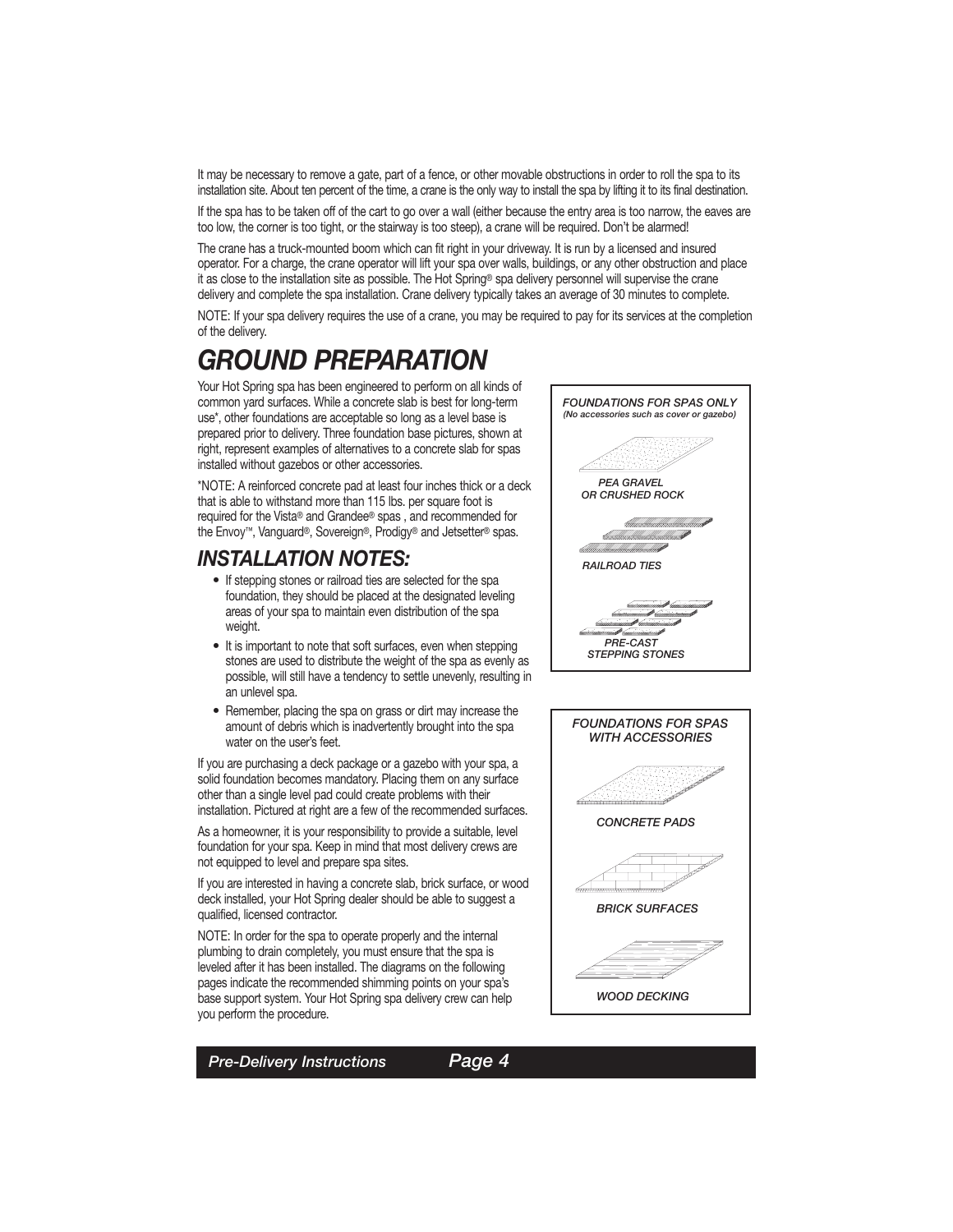It may be necessary to remove a gate, part of a fence, or other movable obstructions in order to roll the spa to its installation site. About ten percent of the time, a crane is the only way to install the spa by lifting it to its final destination.

If the spa has to be taken off of the cart to go over a wall (either because the entry area is too narrow, the eaves are too low, the corner is too tight, or the stairway is too steep), a crane will be required. Don't be alarmed!

The crane has a truck-mounted boom which can fit right in your driveway. It is run by a licensed and insured operator. For a charge, the crane operator will lift your spa over walls, buildings, or any other obstruction and place it as close to the installation site as possible. The Hot Spring® spa delivery personnel will supervise the crane delivery and complete the spa installation. Crane delivery typically takes an average of 30 minutes to complete.

NOTE: If your spa delivery requires the use of a crane, you may be required to pay for its services at the completion of the delivery.

# GROUND PREPARATION

Your Hot Spring spa has been engineered to perform on all kinds of common yard surfaces. While a concrete slab is best for long-term use*, other foundations are acceptable so long as a level base is prepared prior to delivery. Three foundation base pictures, shown at right, represent examples of alternatives to a concrete slab for spas installed without gazebos or other accessories.

*NOTE: A reinforced concrete pad at least four inches thick or a deck that is able to withstand more than 115 lbs. per square foot is required for the Vista® and Grandee® spas , and recommended for the Envoy™, Vanguard®, Sovereign®, Prodigy® and Jetsetter® spas.

## INSTALLATION NOTES:

- If stepping stones or railroad ties are selected for the spa foundation, they should be placed at the designated leveling areas of your spa to maintain even distribution of the spa weight.
- It is important to note that soft surfaces, even when stepping stones are used to distribute the weight of the spa as evenly as possible, will still have a tendency to settle unevenly, resulting in an unlevel spa.
- Remember, placing the spa on grass or dirt may increase the amount of debris which is inadvertently brought into the spa water on the user's feet.

If you are purchasing a deck package or a gazebo with your spa, a solid foundation becomes mandatory. Placing them on any surface other than a single level pad could create problems with their installation. Pictured at right are a few of the recommended surfaces.

As a homeowner, it is your responsibility to provide a suitable, level foundation for your spa. Keep in mind that most delivery crews are not equipped to level and prepare spa sites.

If you are interested in having a concrete slab, brick surface, or wood deck installed, your Hot Spring dealer should be able to suggest a qualified, licensed contractor.

NOTE: In order for the spa to operate properly and the internal plumbing to drain completely, you must ensure that the spa is leveled after it has been installed. The diagrams on the following pages indicate the recommended shimming points on your spa's base support system. Your Hot Spring spa delivery crew can help you perform the procedure.

*FOUNDATIONS FOR SPAS ONLY*
*(No accessories such as cover or gazebo)*

*PEA GRAVEL OR CRUSHED ROCK*

*RAILROAD TIES*

*PRE-CAST STEPPING STONES*

*FOUNDATIONS FOR SPAS WITH ACCESSORIES*

*CONCRETE PADS*

*BRICK SURFACES*

*WOOD DECKING*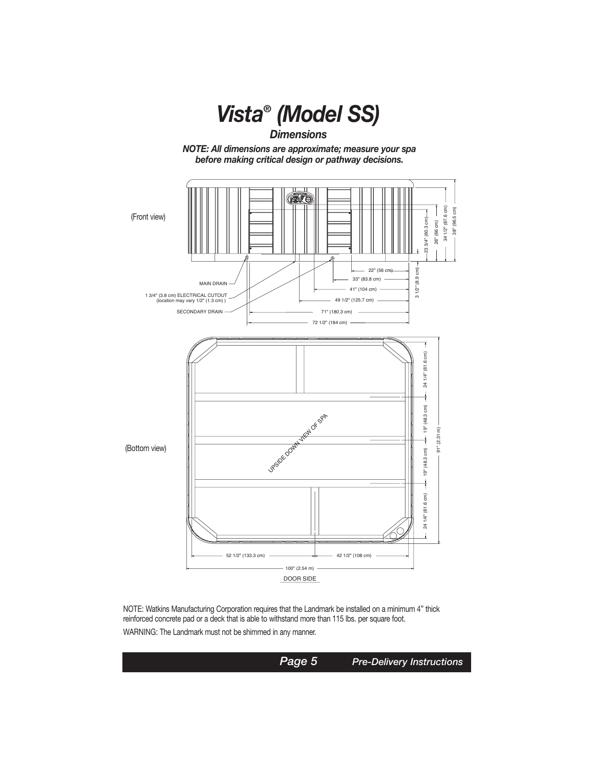# *Vista® (Model SS)*

## *Dimensions*

***NOTE: All dimensions are approximate; measure your spa before making critical design or pathway decisions.***

(Front view)

MAIN DRAIN

1 3/4" (3.8 cm) ELECTRICAL CUTOUT (location may vary 1/2" (1.3 cm) )

SECONDARY DRAIN

22" (56 cm)

33" (83.8 cm)

41" (104 cm)

49 1/2" (125.7 cm)

71" (180.3 cm)

72 1/2" (184 cm)

3 1/2" (8.9 cm)

23 3/4" (60.3 cm)

26" (66 cm)

34 1/2" (87.6 cm)

38" (96.5 cm)

(Bottom view)

UPSIDE DOWN VIEW OF SPA

24 1/4" (61.6 cm)

19" (48.3 cm)

19" (48.3 cm)

24 1/4" (61.6 cm)

91" (2.31 m)

52 1/2" (133.3 cm)

42 1/2" (108 cm)

100" (2.54 m)

DOOR SIDE

NOTE: Watkins Manufacturing Corporation requires that the Landmark be installed on a minimum 4" thick reinforced concrete pad or a deck that is able to withstand more than 115 lbs. per square foot.

WARNING: The Landmark must not be shimmed in any manner.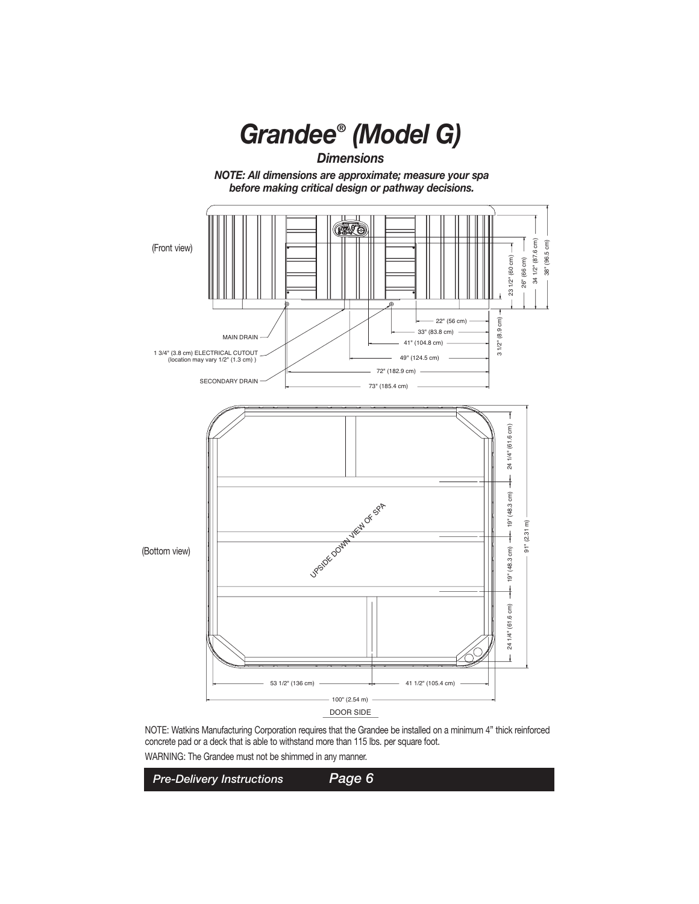# Grandee® (Model G)

### *Dimensions*

***NOTE: All dimensions are approximate; measure your spa before making critical design or pathway decisions.***

(Front view)

23 1/2" (60 cm)
26" (66 cm)
34 1/2" (87.6 cm)
38" (96.5 cm)

MAIN DRAIN

1 3/4" (3.8 cm) ELECTRICAL CUTOUT
(location may vary 1/2" (1.3 cm) )

SECONDARY DRAIN

22" (56 cm)
33" (83.8 cm)
41" (104.8 cm)
49" (124.5 cm)
72" (182.9 cm)
73" (185.4 cm)
3 1/2" (8.9 cm)

(Bottom view)

UPSIDE DOWN VIEW OF SPA

24 1/4" (61.6 cm)
19" (48.3 cm)
19" (48.3 cm)
24 1/4" (61.6 cm)
91" (2.31 m)

53 1/2" (136 cm)
41 1/2" (105.4 cm)
100" (2.54 m)

DOOR SIDE

NOTE: Watkins Manufacturing Corporation requires that the Grandee be installed on a minimum 4" thick reinforced concrete pad or a deck that is able to withstand more than 115 lbs. per square foot.

WARNING: The Grandee must not be shimmed in any manner.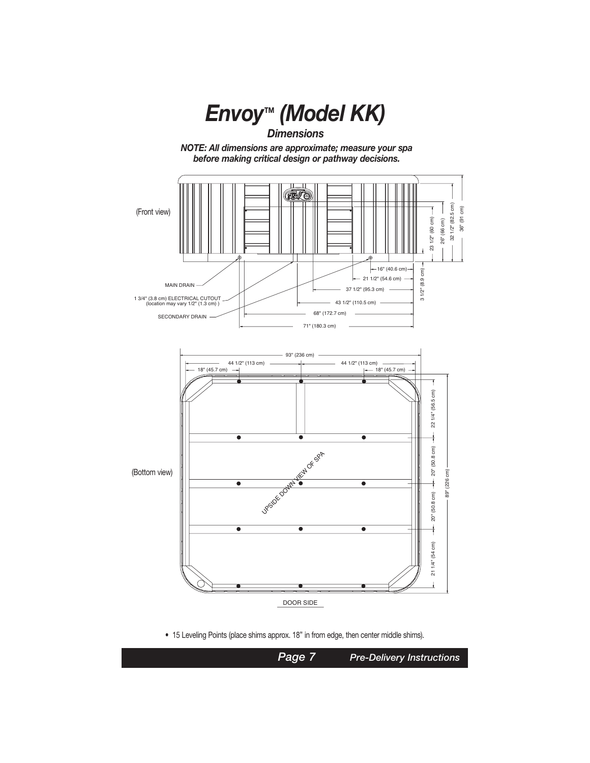# Envoy™ (Model KK)

## *Dimensions*

***NOTE: All dimensions are approximate; measure your spa before making critical design or pathway decisions.***

(Front view)

23 1/2" (60 cm)
26" (66 cm)
32 1/2" (82.5 cm)
36" (91 cm)
3 1/2" (8.9 cm)
16" (40.6 cm)
21 1/2" (54.6 cm)
37 1/2" (95.3 cm)
43 1/2" (110.5 cm)
68" (172.7 cm)
71" (180.3 cm)

MAIN DRAIN

1 3/4" (3.8 cm) ELECTRICAL CUTOUT (location may vary 1/2" (1.3 cm) )

SECONDARY DRAIN

(Bottom view)

93" (236 cm)
44 1/2" (113 cm)
44 1/2" (113 cm)
18" (45.7 cm)
18" (45.7 cm)
22 1/4" (56.5 cm)
20" (50.8 cm)
20" (50.8 cm)
21 1/4" (54 cm)
89" (226 cm)

UPSIDE DOWN VIEW OF SPA

DOOR SIDE

- 15 Leveling Points (place shims approx. 18" in from edge, then center middle shims).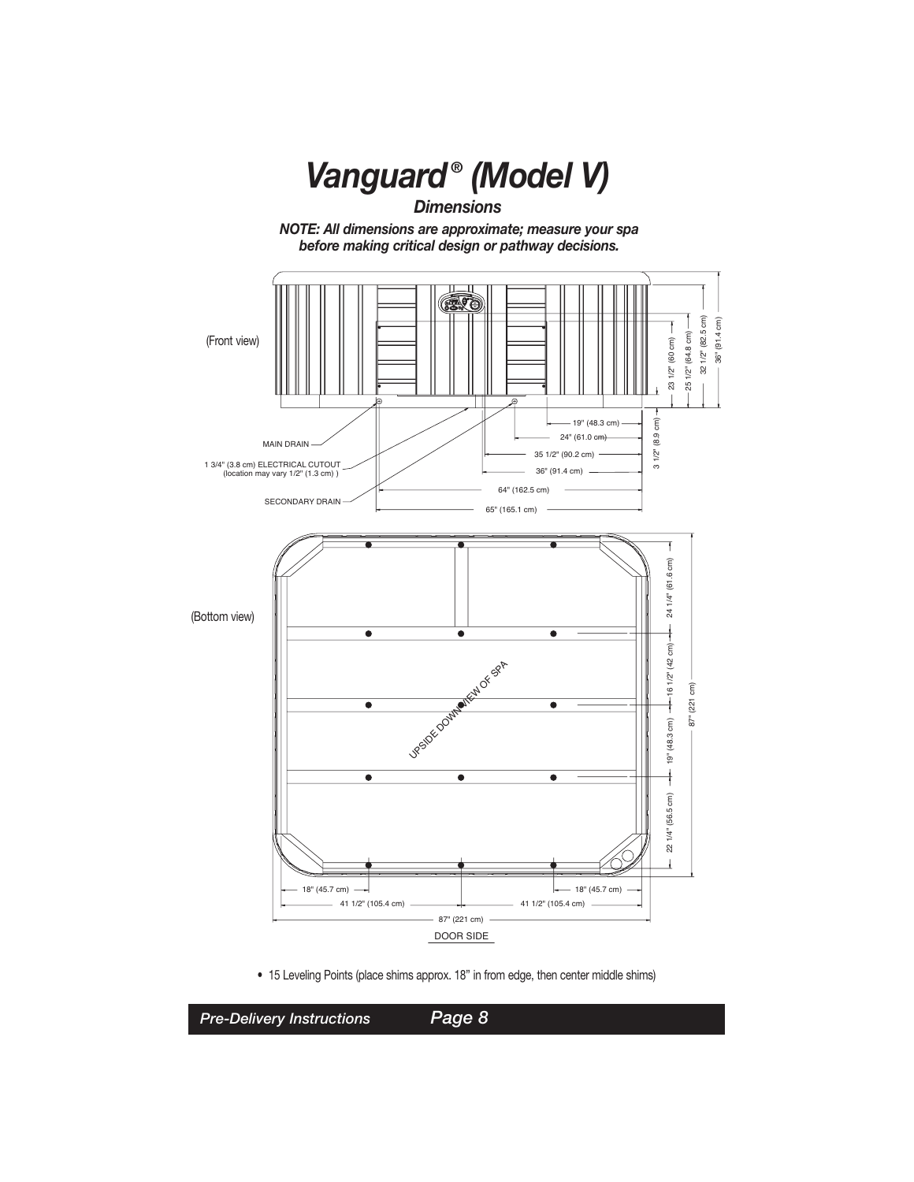# *Vanguard® (Model V)*

## *Dimensions*

***NOTE: All dimensions are approximate; measure your spa before making critical design or pathway decisions.***

(Front view)

MAIN DRAIN

1 3/4" (3.8 cm) ELECTRICAL CUTOUT (location may vary 1/2" (1.3 cm) )

SECONDARY DRAIN

19" (48.3 cm)

24" (61.0 cm)

35 1/2" (90.2 cm)

36" (91.4 cm)

64" (162.5 cm)

65" (165.1 cm)

23 1/2" (60 cm)

25 1/2" (64.8 cm)

32 1/2" (82.5 cm)

36" (91.4 cm)

3 1/2" (8.9 cm)

(Bottom view)

UPSIDE DOWN VIEW OF SPA

24 1/4" (61.6 cm)

16 1/2" (42 cm)

19" (48.3 cm)

22 1/4" (56.5 cm)

87" (221 cm)

18" (45.7 cm)

18" (45.7 cm)

41 1/2" (105.4 cm)

41 1/2" (105.4 cm)

87" (221 cm)

DOOR SIDE

- 15 Leveling Points (place shims approx. 18" in from edge, then center middle shims)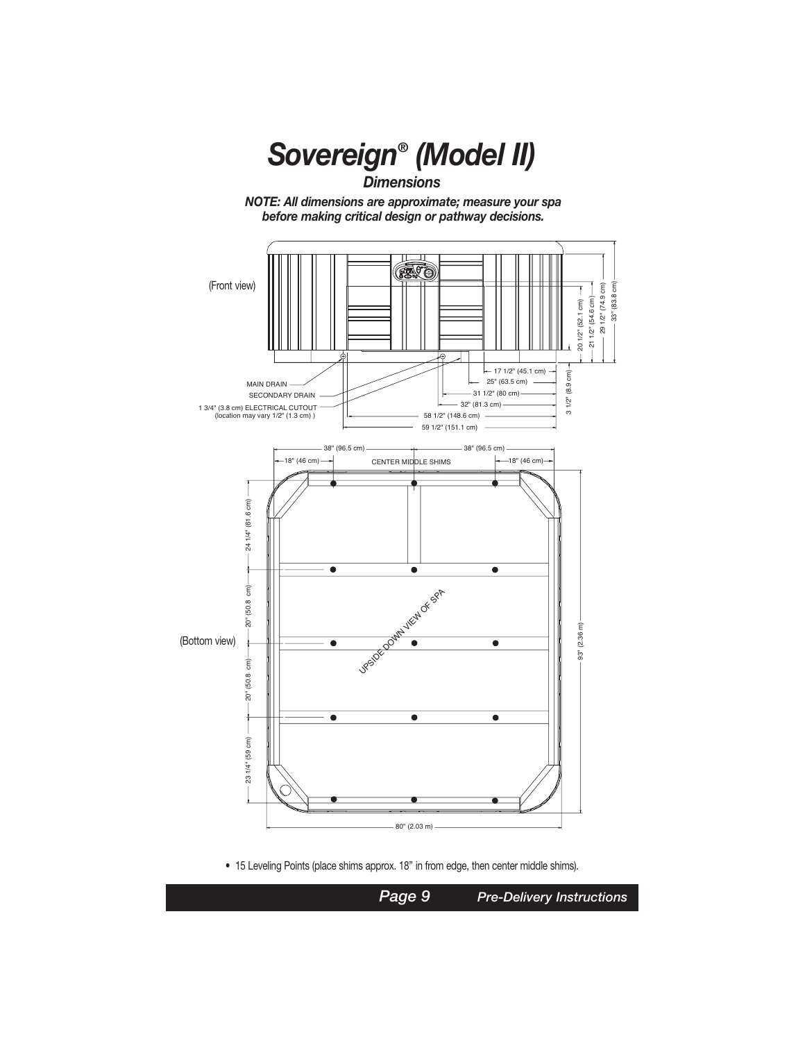# *Sovereign® (Model II)*

## *Dimensions*

***NOTE: All dimensions are approximate; measure your spa before making critical design or pathway decisions.***

(Front view)

MAIN DRAIN

SECONDARY DRAIN

1 3/4" (3.8 cm) ELECTRICAL CUTOUT (location may vary 1/2" (1.3 cm) )

17 1/2" (45.1 cm)

25" (63.5 cm)

31 1/2" (80 cm)

32" (81.3 cm)

58 1/2" (148.6 cm)

59 1/2" (151.1 cm)

3 1/2" (8.9 cm)

20 1/2" (52.1 cm)

21 1/2" (54.6 cm)

29 1/2" (74.9 cm)

33" (83.8 cm)

(Bottom view)

38" (96.5 cm)

38" (96.5 cm)

18" (46 cm)

18" (46 cm)

CENTER MIDDLE SHIMS

UPSIDE DOWN VIEW OF SPA

24 1/4" (61.6 cm)

20" (50.8 cm)

20" (50.8 cm)

23 1/4" (59 cm)

93" (2.36 m)

80" (2.03 m)

- 15 Leveling Points (place shims approx. 18" in from edge, then center middle shims).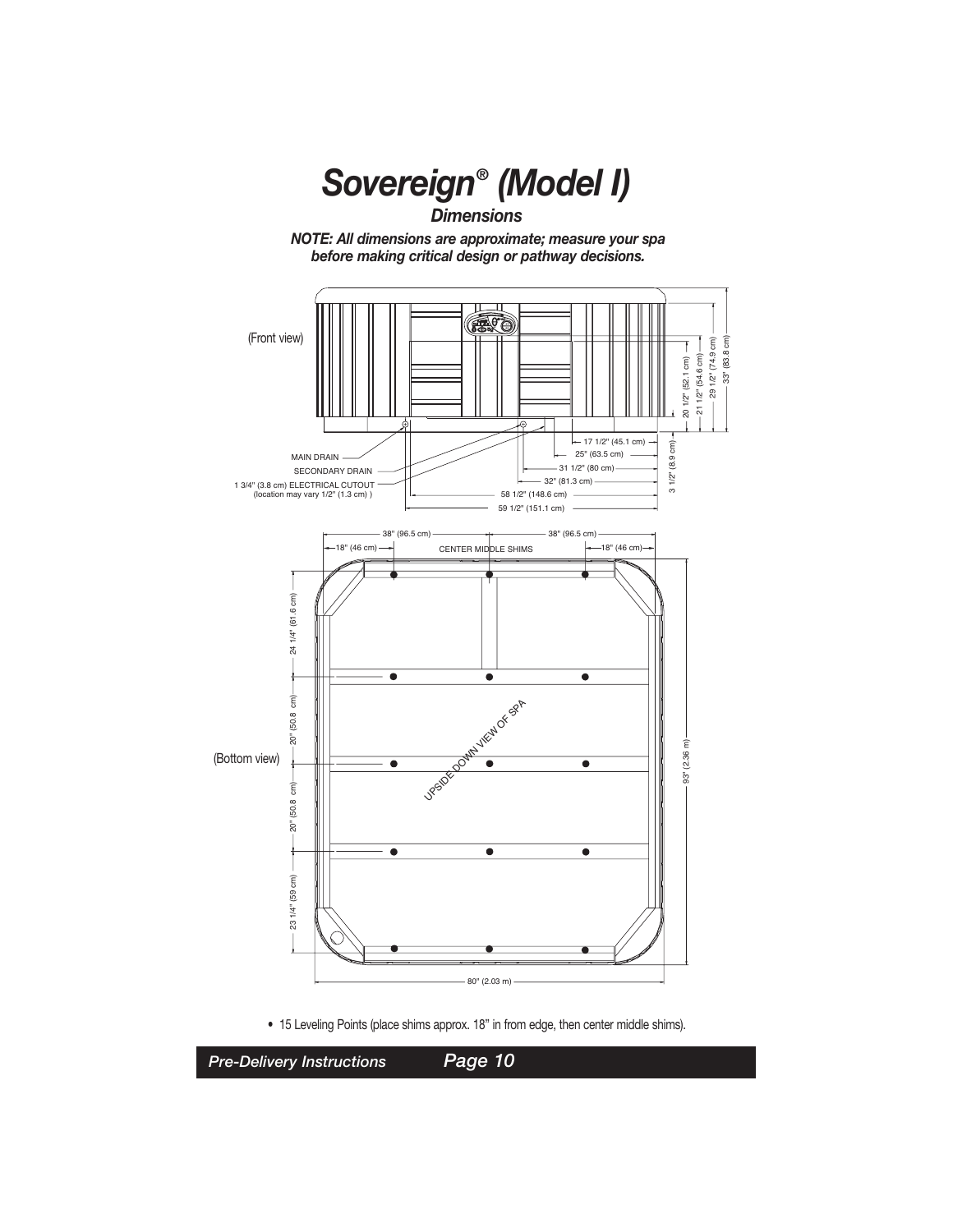# Sovereign® (Model I)

## Dimensions

***NOTE: All dimensions are approximate; measure your spa before making critical design or pathway decisions.***

(Front view)

MAIN DRAIN

SECONDARY DRAIN

1 3/4" (3.8 cm) ELECTRICAL CUTOUT
(location may vary 1/2" (1.3 cm) )

17 1/2" (45.1 cm)

25" (63.5 cm)

31 1/2" (80 cm)

32" (81.3 cm)

58 1/2" (148.6 cm)

59 1/2" (151.1 cm)

3 1/2" (8.9 cm)

20 1/2" (52.1 cm)

21 1/2" (54.6 cm)

29 1/2" (74.9 cm)

33" (83.8 cm)

(Bottom view)

38" (96.5 cm)

38" (96.5 cm)

18" (46 cm)

CENTER MIDDLE SHIMS

18" (46 cm)

24 1/4" (61.6 cm)

20" (50.8 cm)

20" (50.8 cm)

23 1/4" (59 cm)

UPSIDE-DOWN VIEW OF SPA

93" (2.36 m)

80" (2.03 m)

- 15 Leveling Points (place shims approx. 18" in from edge, then center middle shims).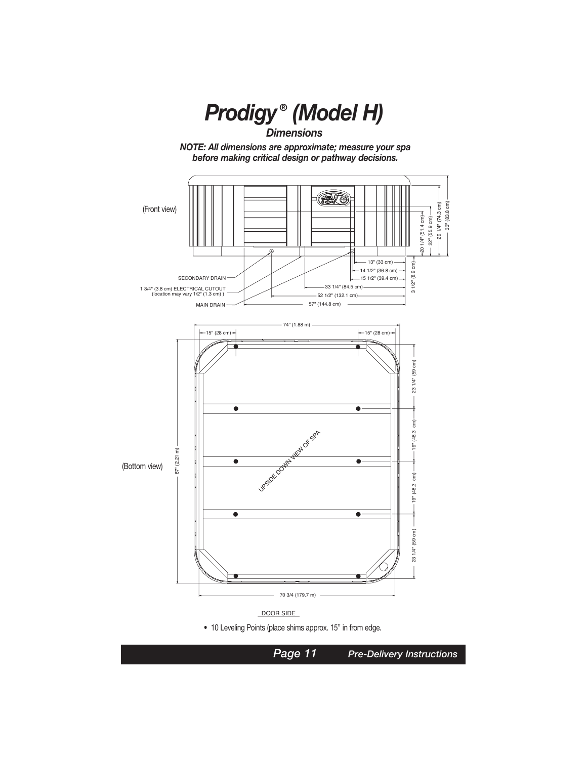# *Prodigy® (Model H)*

## *Dimensions*

***NOTE: All dimensions are approximate; measure your spa before making critical design or pathway decisions.***

(Front view)

SECONDARY DRAIN

1 3/4" (3.8 cm) ELECTRICAL CUTOUT (location may vary 1/2" (1.3 cm) )

MAIN DRAIN

13" (33 cm)

14 1/2" (36.8 cm)

15 1/2" (39.4 cm)

33 1/4" (84.5 cm)

52 1/2" (132.1 cm)

57" (144.8 cm)

20 1/4" (51.4 cm)

22" (55.9 cm)

29 1/4" (74.3 cm)

33" (83.8 cm)

3 1/2" (8.9 cm)

(Bottom view)

74" (1.88 m)

15" (28 cm)

15" (28 cm)

87" (2.21 m)

23 1/4" (59 cm)

19" (48.3 cm)

19" (48.3 cm)

23 1/4" (59 cm)

UPSIDE DOWN VIEW OF SPA

70 3/4 (179.7 m)

DOOR SIDE

- 10 Leveling Points (place shims approx. 15" in from edge.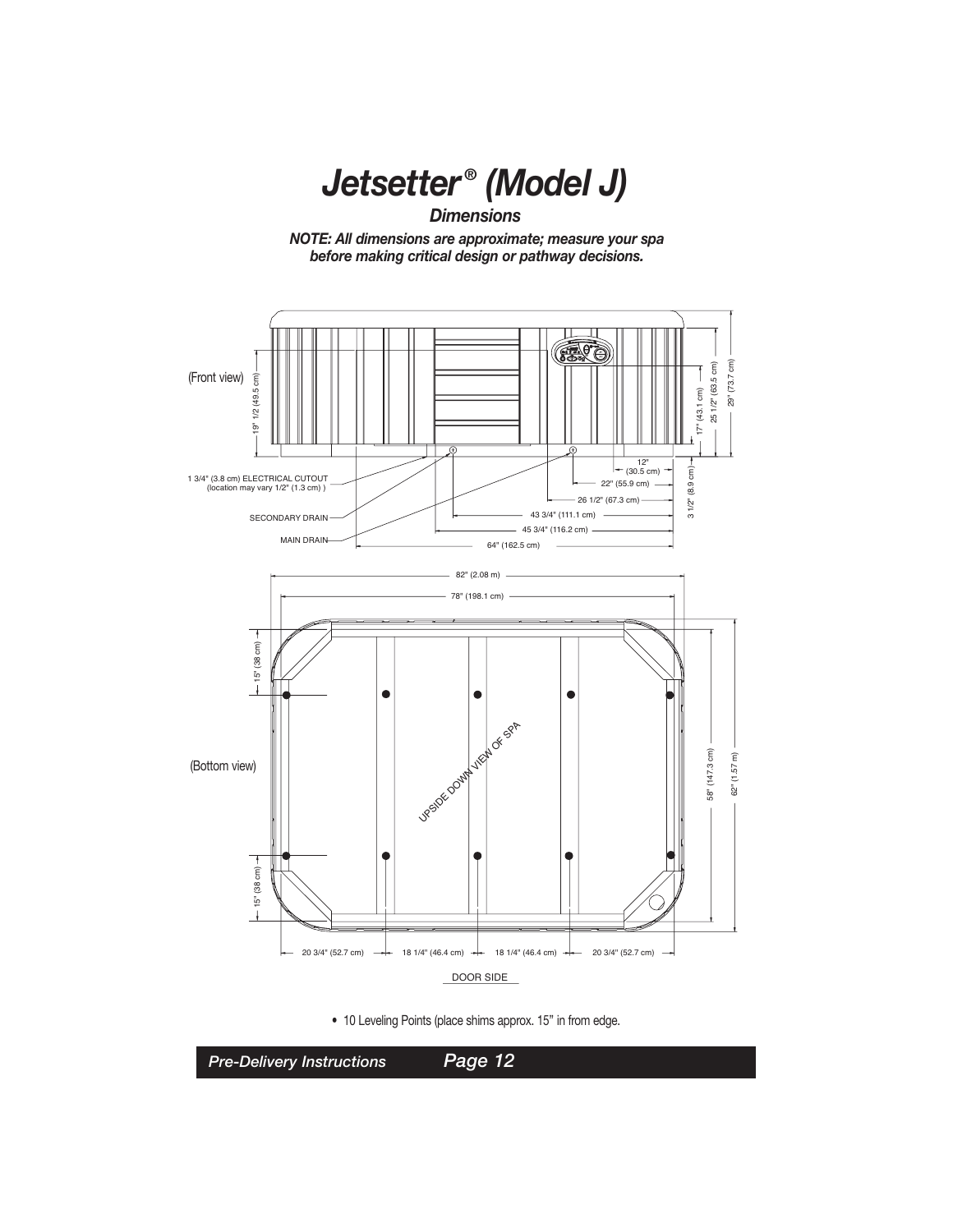# *Jetsetter® (Model J)*

## *Dimensions*

***NOTE: All dimensions are approximate; measure your spa before making critical design or pathway decisions.***

(Front view)

19" 1/2 (49.5 cm)

17" (43.1 cm)

25 1/2" (63.5 cm)

29" (73.7 cm)

12" (30.5 cm)

3 1/2" (8.9 cm)

1 3/4" (3.8 cm) ELECTRICAL CUTOUT (location may vary 1/2" (1.3 cm) )

22" (55.9 cm)

26 1/2" (67.3 cm)

SECONDARY DRAIN

43 3/4" (111.1 cm)

45 3/4" (116.2 cm)

MAIN DRAIN

64" (162.5 cm)

82" (2.08 m)

78" (198.1 cm)

15" (38 cm)

(Bottom view)

UPSIDE DOWN VIEW OF SPA

58" (147.3 cm)

62" (1.57 m)

15" (38 cm)

20 3/4" (52.7 cm)

18 1/4" (46.4 cm)

18 1/4" (46.4 cm)

20 3/4" (52.7 cm)

DOOR SIDE

- 10 Leveling Points (place shims approx. 15" in from edge.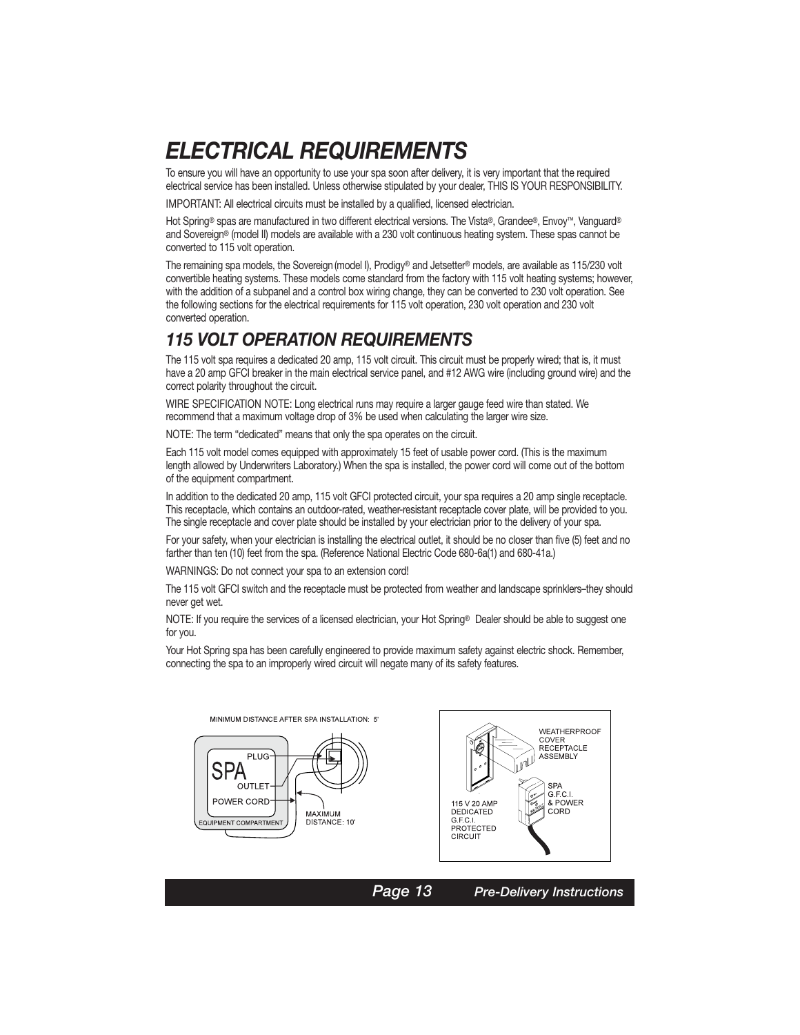# ELECTRICAL REQUIREMENTS

To ensure you will have an opportunity to use your spa soon after delivery, it is very important that the required electrical service has been installed. Unless otherwise stipulated by your dealer, THIS IS YOUR RESPONSIBILITY.

IMPORTANT: All electrical circuits must be installed by a qualified, licensed electrician.

Hot Spring® spas are manufactured in two different electrical versions. The Vista®, Grandee®, Envoy™, Vanguard® and Sovereign® (model II) models are available with a 230 volt continuous heating system. These spas cannot be converted to 115 volt operation.

The remaining spa models, the Sovereign (model I), Prodigy® and Jetsetter® models, are available as 115/230 volt convertible heating systems. These models come standard from the factory with 115 volt heating systems; however, with the addition of a subpanel and a control box wiring change, they can be converted to 230 volt operation. See the following sections for the electrical requirements for 115 volt operation, 230 volt operation and 230 volt converted operation.

## 115 VOLT OPERATION REQUIREMENTS

The 115 volt spa requires a dedicated 20 amp, 115 volt circuit. This circuit must be properly wired; that is, it must have a 20 amp GFCI breaker in the main electrical service panel, and #12 AWG wire (including ground wire) and the correct polarity throughout the circuit.

WIRE SPECIFICATION NOTE: Long electrical runs may require a larger gauge feed wire than stated. We recommend that a maximum voltage drop of 3% be used when calculating the larger wire size.

NOTE: The term "dedicated" means that only the spa operates on the circuit.

Each 115 volt model comes equipped with approximately 15 feet of usable power cord. (This is the maximum length allowed by Underwriters Laboratory.) When the spa is installed, the power cord will come out of the bottom of the equipment compartment.

In addition to the dedicated 20 amp, 115 volt GFCI protected circuit, your spa requires a 20 amp single receptacle. This receptacle, which contains an outdoor-rated, weather-resistant receptacle cover plate, will be provided to you. The single receptacle and cover plate should be installed by your electrician prior to the delivery of your spa.

For your safety, when your electrician is installing the electrical outlet, it should be no closer than five (5) feet and no farther than ten (10) feet from the spa. (Reference National Electric Code 680-6a(1) and 680-41a.)

WARNINGS: Do not connect your spa to an extension cord!

The 115 volt GFCI switch and the receptacle must be protected from weather and landscape sprinklers–they should never get wet.

NOTE: If you require the services of a licensed electrician, your Hot Spring® Dealer should be able to suggest one for you.

Your Hot Spring spa has been carefully engineered to provide maximum safety against electric shock. Remember, connecting the spa to an improperly wired circuit will negate many of its safety features.

MINIMUM DISTANCE AFTER SPA INSTALLATION: 5'

SPA — PLUG — OUTLET — POWER CORD — EQUIPMENT COMPARTMENT — MAXIMUM DISTANCE: 10'

WEATHERPROOF COVER RECEPTACLE ASSEMBLY — SPA G.F.C.I. & POWER CORD — 115 V 20 AMP DEDICATED G.F.C.I. PROTECTED CIRCUIT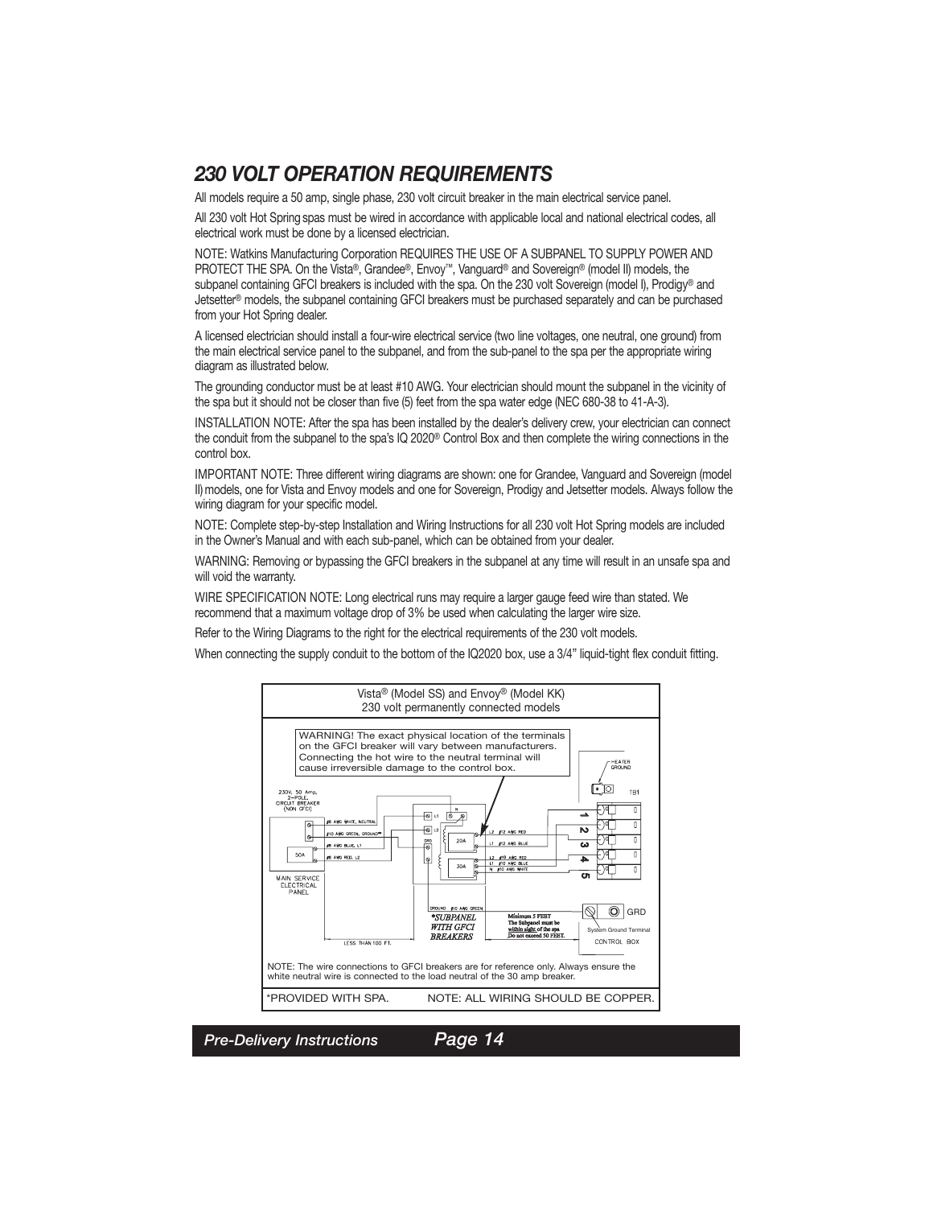## 230 VOLT OPERATION REQUIREMENTS

All models require a 50 amp, single phase, 230 volt circuit breaker in the main electrical service panel.

All 230 volt Hot Spring spas must be wired in accordance with applicable local and national electrical codes, all electrical work must be done by a licensed electrician.

NOTE: Watkins Manufacturing Corporation REQUIRES THE USE OF A SUBPANEL TO SUPPLY POWER AND PROTECT THE SPA. On the Vista®, Grandee®, Envoy™, Vanguard® and Sovereign® (model II) models, the subpanel containing GFCI breakers is included with the spa. On the 230 volt Sovereign (model I), Prodigy® and Jetsetter® models, the subpanel containing GFCI breakers must be purchased separately and can be purchased from your Hot Spring dealer.

A licensed electrician should install a four-wire electrical service (two line voltages, one neutral, one ground) from the main electrical service panel to the subpanel, and from the sub-panel to the spa per the appropriate wiring diagram as illustrated below.

The grounding conductor must be at least #10 AWG. Your electrician should mount the subpanel in the vicinity of the spa but it should not be closer than five (5) feet from the spa water edge (NEC 680-38 to 41-A-3).

INSTALLATION NOTE: After the spa has been installed by the dealer's delivery crew, your electrician can connect the conduit from the subpanel to the spa's IQ 2020® Control Box and then complete the wiring connections in the control box.

IMPORTANT NOTE: Three different wiring diagrams are shown: one for Grandee, Vanguard and Sovereign (model II) models, one for Vista and Envoy models and one for Sovereign, Prodigy and Jetsetter models. Always follow the wiring diagram for your specific model.

NOTE: Complete step-by-step Installation and Wiring Instructions for all 230 volt Hot Spring models are included in the Owner's Manual and with each sub-panel, which can be obtained from your dealer.

WARNING: Removing or bypassing the GFCI breakers in the subpanel at any time will result in an unsafe spa and will void the warranty.

WIRE SPECIFICATION NOTE: Long electrical runs may require a larger gauge feed wire than stated. We recommend that a maximum voltage drop of 3% be used when calculating the larger wire size.

Refer to the Wiring Diagrams to the right for the electrical requirements of the 230 volt models.

When connecting the supply conduit to the bottom of the IQ2020 box, use a 3/4" liquid-tight flex conduit fitting.

Vista® (Model SS) and Envoy® (Model KK)
230 volt permanently connected models

WARNING! The exact physical location of the terminals on the GFCI breaker will vary between manufacturers. Connecting the hot wire to the neutral terminal will cause irreversible damage to the control box.

230V, 50 Amp, 2-POLE, CIRCUIT BREAKER (NON GFCI)

#8 AWG WHITE, NEUTRAL
#10 AWG GREEN, GROUND
#8 AWG BLUE, L1
#8 AWG RED, L2

50A

MAIN SERVICE ELECTRICAL PANEL

LESS THAN 100 FT.

N, L1, L2, GRD, 20A, 30A

L2 #12 AWG RED
L1 #12 AWG BLUE
L2 #10 AWG RED
L1 #10 AWG BLUE
N #10 AWG WHITE

GROUND #10 AWG GREEN

*SUBPANEL WITH GFCI BREAKERS

Minimum 5 FEET
The Subpanel must be within sight of the spa
Do not exceed 50 FEET.

HEATER GROUND
TB1
1 2 3 4 5
GRD
System Ground Terminal
CONTROL BOX

NOTE: The wire connections to GFCI breakers are for reference only. Always ensure the white neutral wire is connected to the load neutral of the 30 amp breaker.

*PROVIDED WITH SPA.    NOTE: ALL WIRING SHOULD BE COPPER.

*Pre-Delivery Instructions*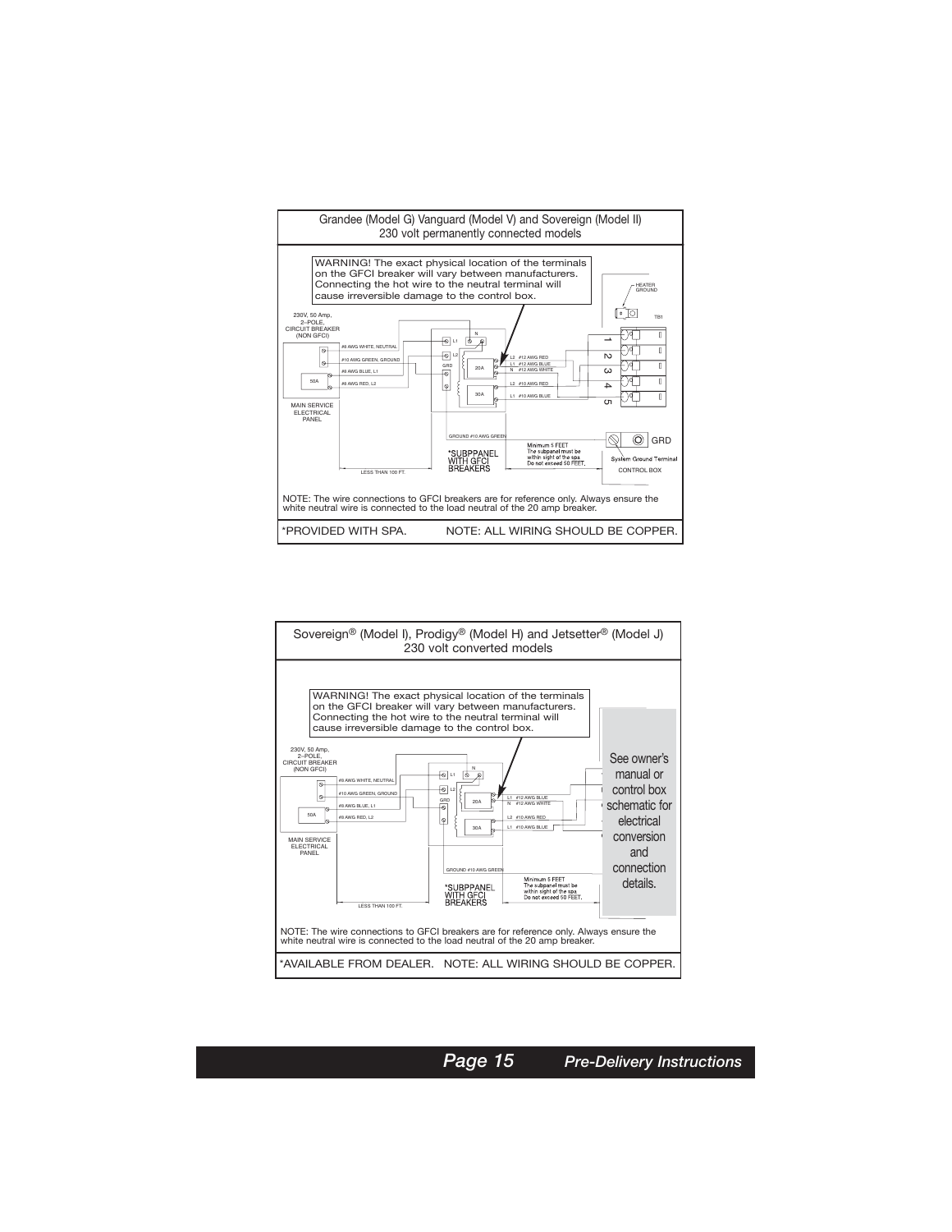## Grandee (Model G) Vanguard (Model V) and Sovereign (Model II)
## 230 volt permanently connected models

WARNING! The exact physical location of the terminals on the GFCI breaker will vary between manufacturers. Connecting the hot wire to the neutral terminal will cause irreversible damage to the control box.

230V, 50 Amp, 2–POLE, CIRCUIT BREAKER (NON GFCI)

HEATER GROUND

TB1

#8 AWG WHITE, NEUTRAL

#10 AWG GREEN, GROUND

#8 AWG BLUE, L1

#8 AWG RED, L2

50A

MAIN SERVICE ELECTRICAL PANEL

L1 N L2 GRD

20A

30A

L2 #12 AWG RED

L1 #12 AWG BLUE

N #12 AWG WHITE

L2 #10 AWG RED

L1 #10 AWG BLUE

1 2 3 4 5

GROUND #10 AWG GREEN

*SUBPPANEL WITH GFCI BREAKERS

Minimum 5 FEET
The subpanel must be within sight of the spa.
Do not exceed 50 FEET.

GRD

System Ground Terminal

CONTROL BOX

LESS THAN 100 FT.

NOTE: The wire connections to GFCI breakers are for reference only. Always ensure the white neutral wire is connected to the load neutral of the 20 amp breaker.

*PROVIDED WITH SPA. NOTE: ALL WIRING SHOULD BE COPPER.

## Sovereign® (Model I), Prodigy® (Model H) and Jetsetter® (Model J)
## 230 volt converted models

WARNING! The exact physical location of the terminals on the GFCI breaker will vary between manufacturers. Connecting the hot wire to the neutral terminal will cause irreversible damage to the control box.

230V, 50 Amp, 2–POLE, CIRCUIT BREAKER (NON GFCI)

#8 AWG WHITE, NEUTRAL

#10 AWG GREEN, GROUND

#8 AWG BLUE, L1

#8 AWG RED, L2

50A

MAIN SERVICE ELECTRICAL PANEL

L1 N L2 GRD

20A

30A

L1 #12 AWG BLUE

N #12 AWG WHITE

L2 #10 AWG RED

L1 #10 AWG BLUE

GROUND #10 AWG GREEN

*SUBPPANEL WITH GFCI BREAKERS

Minimum 5 FEET
The subpanel must be within sight of the spa.
Do not exceed 50 FEET.

LESS THAN 100 FT.

See owner's manual or control box schematic for electrical conversion and connection details.

NOTE: The wire connections to GFCI breakers are for reference only. Always ensure the white neutral wire is connected to the load neutral of the 20 amp breaker.

*AVAILABLE FROM DEALER. NOTE: ALL WIRING SHOULD BE COPPER.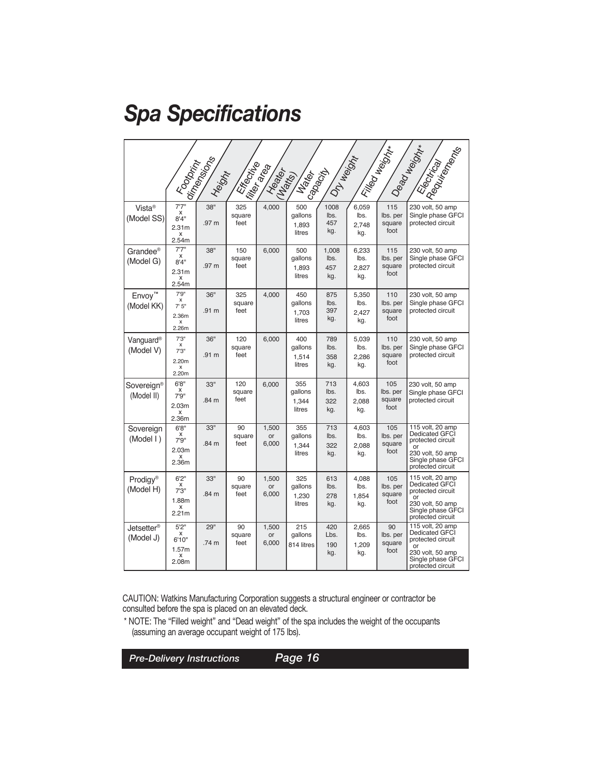# Spa Specifications

| | Footprint dimensions | Height | Effective filter area | Heater (Watts) | Water capacity | Dry weight | Filled weight* | Dead weight* | Electrical Requirements |
|---|---|---|---|---|---|---|---|---|---|
| Vista® (Model SS) | 7'7" x 8'4" 2.31m x 2.54m | 38" .97 m | 325 square feet | 4,000 | 500 gallons 1,893 litres | 1008 lbs. 457 kg. | 6,059 lbs. 2,748 kg. | 115 lbs. per square foot | 230 volt, 50 amp Single phase GFCI protected circuit |
| Grandee® (Model G) | 7'7" x 8'4" 2.31m x 2.54m | 38" .97 m | 150 square feet | 6,000 | 500 gallons 1,893 litres | 1,008 lbs. 457 kg. | 6,233 lbs. 2,827 kg. | 115 lbs. per square foot | 230 volt, 50 amp Single phase GFCI protected circuit |
| Envoy™ (Model KK) | 7'9" x 7' 5" 2.36m x 2.26m | 36" .91 m | 325 square feet | 4,000 | 450 gallons 1,703 litres | 875 lbs. 397 kg. | 5,350 lbs. 2,427 kg. | 110 lbs. per square foot | 230 volt, 50 amp Single phase GFCI protected circuit |
| Vanguard® (Model V) | 7'3" x 7'3" 2.20m x 2.20m | 36" .91 m | 120 square feet | 6,000 | 400 gallons 1,514 litres | 789 lbs. 358 kg. | 5,039 lbs. 2,286 kg. | 110 lbs. per square foot | 230 volt, 50 amp Single phase GFCI protected circuit |
| Sovereign® (Model II) | 6'8" x 7'9" 2.03m x 2.36m | 33" .84 m | 120 square feet | 6,000 | 355 gallons 1,344 litres | 713 lbs. 322 kg. | 4,603 lbs. 2,088 kg. | 105 lbs. per square foot | 230 volt, 50 amp Single phase GFCI protected circuit |
| Sovereign (Model I ) | 6'8" x 7'9" 2.03m x 2.36m | 33" .84 m | 90 square feet | 1,500 or 6,000 | 355 gallons 1,344 litres | 713 lbs. 322 kg. | 4,603 lbs. 2,088 kg. | 105 lbs. per square foot | 115 volt, 20 amp Dedicated GFCI protected circuit or 230 volt, 50 amp Single phase GFCI protected circuit |
| Prodigy® (Model H) | 6'2" x 7'3" 1.88m x 2.21m | 33" .84 m | 90 square feet | 1,500 or 6,000 | 325 gallons 1,230 litres | 613 lbs. 278 kg. | 4,088 lbs. 1,854 kg. | 105 lbs. per square foot | 115 volt, 20 amp Dedicated GFCI protected circuit or 230 volt, 50 amp Single phase GFCI protected circuit |
| Jetsetter® (Model J) | 5'2" x 6'10" 1.57m x 2.08m | 29" .74 m | 90 square feet | 1,500 or 6,000 | 215 gallons 814 litres | 420 Lbs. 190 kg. | 2,665 lbs. 1,209 kg. | 90 lbs. per square foot | 115 volt, 20 amp Dedicated GFCI protected circuit or 230 volt, 50 amp Single phase GFCI protected circuit |

CAUTION: Watkins Manufacturing Corporation suggests a structural engineer or contractor be consulted before the spa is placed on an elevated deck.

* NOTE: The "Filled weight" and "Dead weight" of the spa includes the weight of the occupants (assuming an average occupant weight of 175 lbs).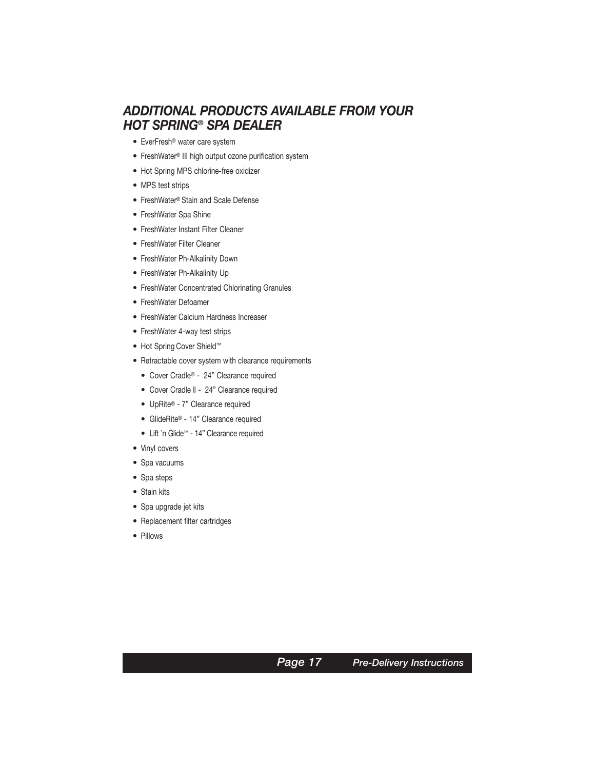## *ADDITIONAL PRODUCTS AVAILABLE FROM YOUR HOT SPRING® SPA DEALER*

- EverFresh® water care system
- FreshWater® III high output ozone purification system
- Hot Spring MPS chlorine-free oxidizer
- MPS test strips
- FreshWater® Stain and Scale Defense
- FreshWater Spa Shine
- FreshWater Instant Filter Cleaner
- FreshWater Filter Cleaner
- FreshWater Ph-Alkalinity Down
- FreshWater Ph-Alkalinity Up
- FreshWater Concentrated Chlorinating Granules
- FreshWater Defoamer
- FreshWater Calcium Hardness Increaser
- FreshWater 4-way test strips
- Hot Spring Cover Shield™
- Retractable cover system with clearance requirements
  - Cover Cradle® - 24" Clearance required
  - Cover Cradle II - 24" Clearance required
  - UpRite® - 7" Clearance required
  - GlideRite® - 14" Clearance required
  - Lift 'n Glide™ - 14" Clearance required
- Vinyl covers
- Spa vacuums
- Spa steps
- Stain kits
- Spa upgrade jet kits
- Replacement filter cartridges
- Pillows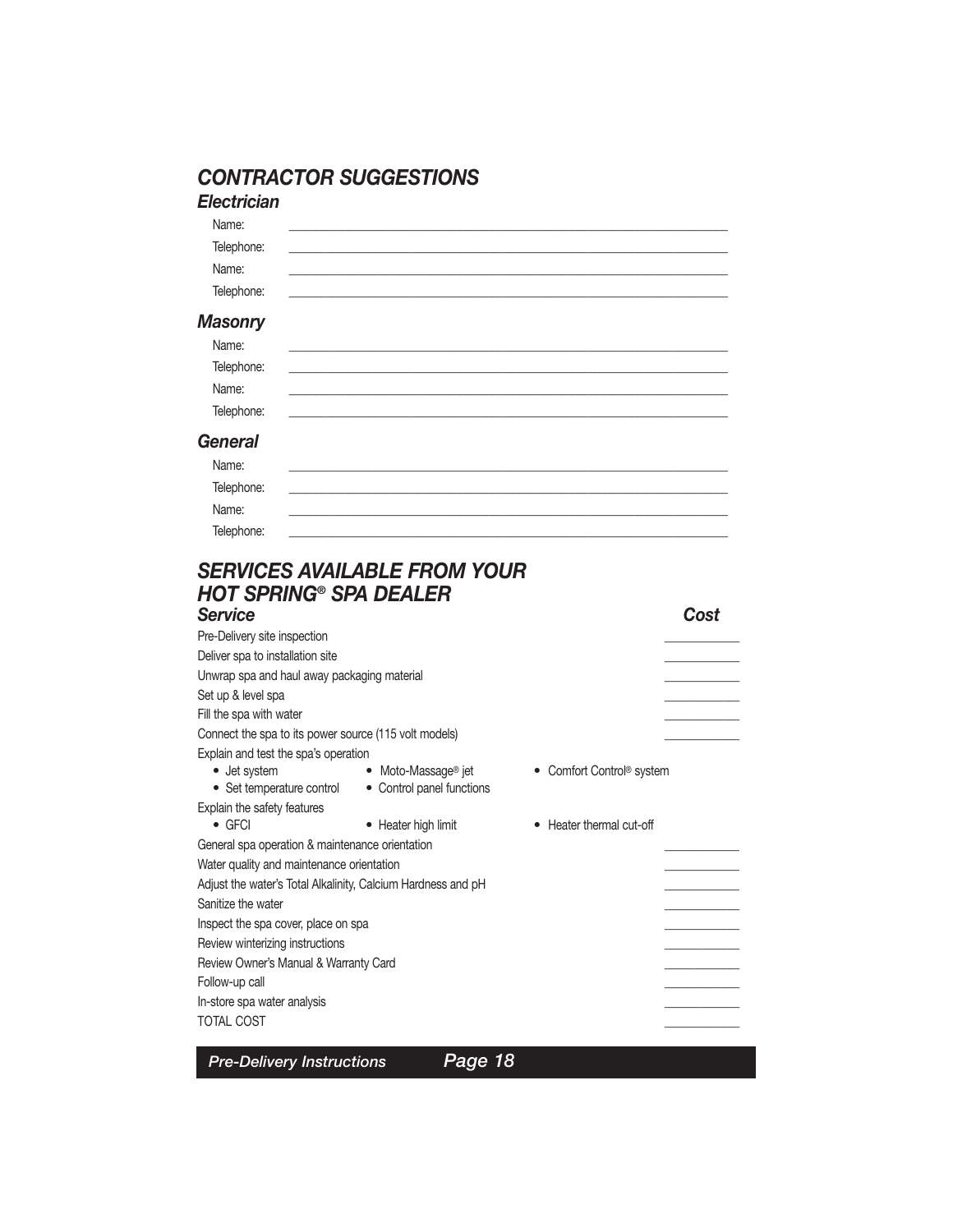## CONTRACTOR SUGGESTIONS

### Electrician

Name: \_\_\_\_\_\_\_\_\_\_\_\_\_\_\_\_\_\_\_\_\_\_\_\_\_\_\_\_\_\_\_\_\_\_\_\_\_\_\_\_

Telephone: \_\_\_\_\_\_\_\_\_\_\_\_\_\_\_\_\_\_\_\_\_\_\_\_\_\_\_\_\_\_\_\_\_\_\_\_\_\_\_\_

Name: \_\_\_\_\_\_\_\_\_\_\_\_\_\_\_\_\_\_\_\_\_\_\_\_\_\_\_\_\_\_\_\_\_\_\_\_\_\_\_\_

Telephone: \_\_\_\_\_\_\_\_\_\_\_\_\_\_\_\_\_\_\_\_\_\_\_\_\_\_\_\_\_\_\_\_\_\_\_\_\_\_\_\_

### Masonry

Name: \_\_\_\_\_\_\_\_\_\_\_\_\_\_\_\_\_\_\_\_\_\_\_\_\_\_\_\_\_\_\_\_\_\_\_\_\_\_\_\_

Telephone: \_\_\_\_\_\_\_\_\_\_\_\_\_\_\_\_\_\_\_\_\_\_\_\_\_\_\_\_\_\_\_\_\_\_\_\_\_\_\_\_

Name: \_\_\_\_\_\_\_\_\_\_\_\_\_\_\_\_\_\_\_\_\_\_\_\_\_\_\_\_\_\_\_\_\_\_\_\_\_\_\_\_

Telephone: \_\_\_\_\_\_\_\_\_\_\_\_\_\_\_\_\_\_\_\_\_\_\_\_\_\_\_\_\_\_\_\_\_\_\_\_\_\_\_\_

### General

Name: \_\_\_\_\_\_\_\_\_\_\_\_\_\_\_\_\_\_\_\_\_\_\_\_\_\_\_\_\_\_\_\_\_\_\_\_\_\_\_\_

Telephone: \_\_\_\_\_\_\_\_\_\_\_\_\_\_\_\_\_\_\_\_\_\_\_\_\_\_\_\_\_\_\_\_\_\_\_\_\_\_\_\_

Name: \_\_\_\_\_\_\_\_\_\_\_\_\_\_\_\_\_\_\_\_\_\_\_\_\_\_\_\_\_\_\_\_\_\_\_\_\_\_\_\_

Telephone: \_\_\_\_\_\_\_\_\_\_\_\_\_\_\_\_\_\_\_\_\_\_\_\_\_\_\_\_\_\_\_\_\_\_\_\_\_\_\_\_

## SERVICES AVAILABLE FROM YOUR HOT SPRING® SPA DEALER

| *Service* | *Cost* |
|---|---|
| Pre-Delivery site inspection | \_\_\_\_\_\_\_\_ |
| Deliver spa to installation site | \_\_\_\_\_\_\_\_ |
| Unwrap spa and haul away packaging material | \_\_\_\_\_\_\_\_ |
| Set up & level spa | \_\_\_\_\_\_\_\_ |
| Fill the spa with water | \_\_\_\_\_\_\_\_ |
| Connect the spa to its power source (115 volt models) | \_\_\_\_\_\_\_\_ |
| Explain and test the spa's operation<br>• Jet system • Moto-Massage® jet • Comfort Control® system<br>• Set temperature control • Control panel functions | |
| Explain the safety features<br>• GFCI • Heater high limit • Heater thermal cut-off | |
| General spa operation & maintenance orientation | \_\_\_\_\_\_\_\_ |
| Water quality and maintenance orientation | \_\_\_\_\_\_\_\_ |
| Adjust the water's Total Alkalinity, Calcium Hardness and pH | \_\_\_\_\_\_\_\_ |
| Sanitize the water | \_\_\_\_\_\_\_\_ |
| Inspect the spa cover, place on spa | \_\_\_\_\_\_\_\_ |
| Review winterizing instructions | \_\_\_\_\_\_\_\_ |
| Review Owner's Manual & Warranty Card | \_\_\_\_\_\_\_\_ |
| Follow-up call | \_\_\_\_\_\_\_\_ |
| In-store spa water analysis | \_\_\_\_\_\_\_\_ |
| TOTAL COST | \_\_\_\_\_\_\_\_ |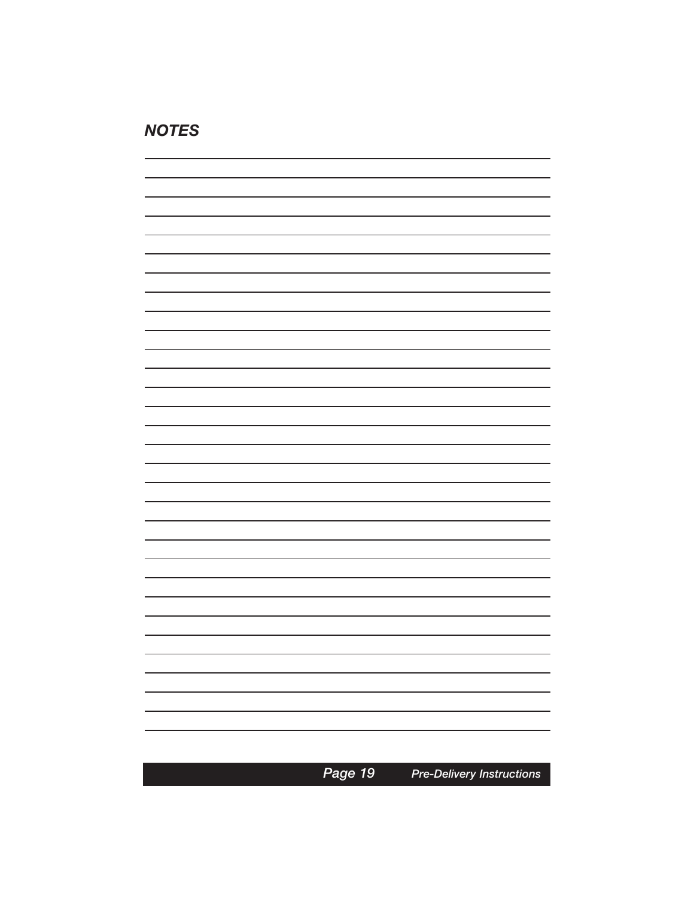## NOTES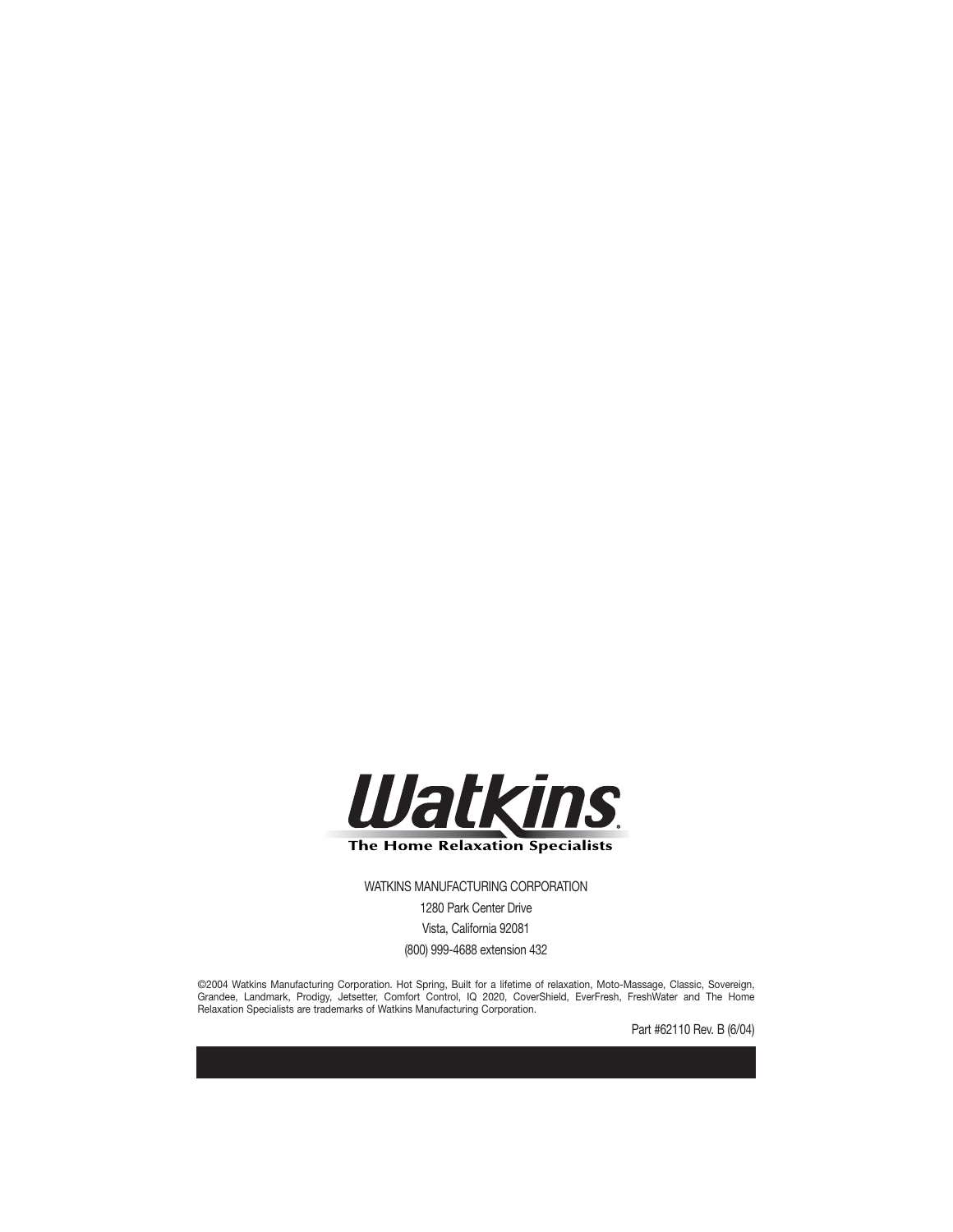Watkins®

The Home Relaxation Specialists

WATKINS MANUFACTURING CORPORATION

1280 Park Center Drive

Vista, California 92081

(800) 999-4688 extension 432

©2004 Watkins Manufacturing Corporation. Hot Spring, Built for a lifetime of relaxation, Moto-Massage, Classic, Sovereign, Grandee, Landmark, Prodigy, Jetsetter, Comfort Control, IQ 2020, CoverShield, EverFresh, FreshWater and The Home Relaxation Specialists are trademarks of Watkins Manufacturing Corporation.

Part #62110 Rev. B (6/04)